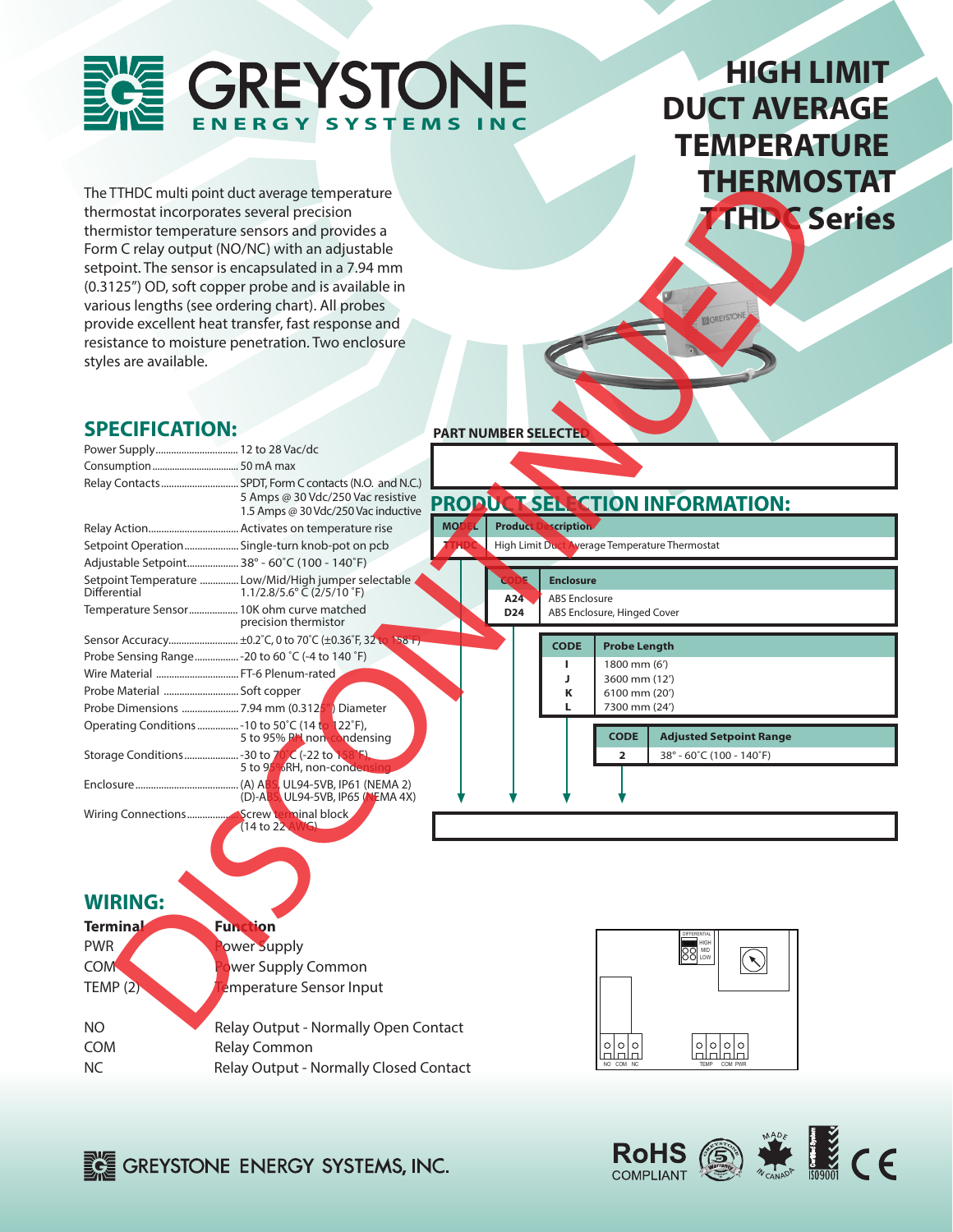# GREYSTONE
ENERGY SYSTEMS INC

# HIGH LIMIT DUCT AVERAGE TEMPERATURE THERMOSTAT TTHDC Series

DISCONTINUED

The TTHDC multi point duct average temperature thermostat incorporates several precision thermistor temperature sensors and provides a Form C relay output (NO/NC) with an adjustable setpoint. The sensor is encapsulated in a 7.94 mm (0.3125") OD, soft copper probe and is available in various lengths (see ordering chart). All probes provide excellent heat transfer, fast response and resistance to moisture penetration. Two enclosure styles are available.

## SPECIFICATION:

| | |
|---|---|
| Power Supply | 12 to 28 Vac/dc |
| Consumption | 50 mA max |
| Relay Contacts | SPDT, Form C contacts (N.O. and N.C.) 5 Amps @ 30 Vdc/250 Vac resistive 1.5 Amps @ 30 Vdc/250 Vac inductive |
| Relay Action | Activates on temperature rise |
| Setpoint Operation | Single-turn knob-pot on pcb |
| Adjustable Setpoint | 38° - 60°C (100 - 140°F) |
| Setpoint Temperature Differential | Low/Mid/High jumper selectable 1.1/2.8/5.6° C (2/5/10 °F) |
| Temperature Sensor | 10K ohm curve matched precision thermistor |
| Sensor Accuracy | ±0.2°C, 0 to 70°C (±0.36°F, 32 to 158°F) |
| Probe Sensing Range | -20 to 60 °C (-4 to 140 °F) |
| Wire Material | FT-6 Plenum-rated |
| Probe Material | Soft copper |
| Probe Dimensions | 7.94 mm (0.3125") Diameter |
| Operating Conditions | -10 to 50°C (14 to 122°F), 5 to 95% RH non condensing |
| Storage Conditions | -30 to 70°C (-22 to 158°F), 5 to 95%RH, non-condensing |
| Enclosure | (A) ABS, UL94-5VB, IP61 (NEMA 2) (D)-ABS, UL94-5VB, IP65 (NEMA 4X) |
| Wiring Connections | Screw terminal block (14 to 22 AWG) |

## PART NUMBER SELECTED

## PRODUCT SELECTION INFORMATION:

| MODEL | Product Description |
|---|---|
| TTHDC | High Limit Duct Average Temperature Thermostat |

| CODE | Enclosure |
|---|---|
| A24 | ABS Enclosure |
| D24 | ABS Enclosure, Hinged Cover |

| CODE | Probe Length |
|---|---|
| I | 1800 mm (6') |
| J | 3600 mm (12') |
| K | 6100 mm (20') |
| L | 7300 mm (24') |

| CODE | Adjusted Setpoint Range |
|---|---|
| 2 | 38° - 60°C (100 - 140°F) |

## WIRING:

| Terminal | Function |
|---|---|
| PWR | Power Supply |
| COM | Power Supply Common |
| TEMP (2) | Temperature Sensor Input |
| NO | Relay Output - Normally Open Contact |
| COM | Relay Common |
| NC | Relay Output - Normally Closed Contact |

DIFFERENTIAL HIGH MID LOW

NO COM NC TEMP COM PWR

GREYSTONE ENERGY SYSTEMS, INC.

RoHS COMPLIANT · 5 Warranty · MADE IN CANADA · ISO9001 · CE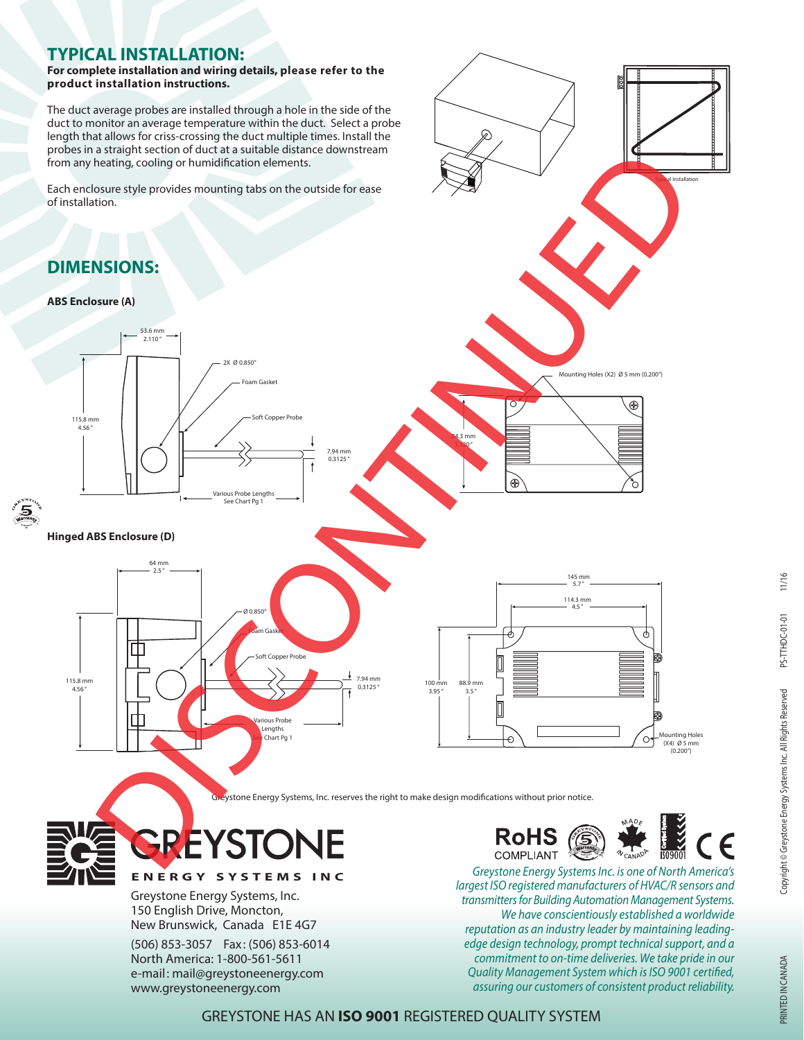## TYPICAL INSTALLATION:

**For complete installation and wiring details, please refer to the product installation instructions.**

The duct average probes are installed through a hole in the side of the duct to monitor an average temperature within the duct. Select a probe length that allows for criss-crossing the duct multiple times. Install the probes in a straight section of duct at a suitable distance downstream from any heating, cooling or humidification elements.

Each enclosure style provides mounting tabs on the outside for ease of installation.

Typical Installation

## DIMENSIONS:

**ABS Enclosure (A)**

53.6 mm
2.110"

2X Ø 0.850"

Foam Gasket

Soft Copper Probe

115.8 mm
4.56"

7.94 mm
0.3125"

Various Probe Lengths
See Chart Pg 1

Mounting Holes (X2) Ø 5 mm (0.200")

84.3 mm
3.320"

**Hinged ABS Enclosure (D)**

64 mm
2.5"

Ø 0.850"

Foam Gasket

Soft Copper Probe

115.8 mm
4.56"

7.94 mm
0.3125"

Various Probe Lengths
See Chart Pg 1

145 mm
5.7"

114.3 mm
4.5"

100 mm
3.95"

88.9 mm
3.5"

Mounting Holes (X4) Ø 5 mm (0.200")

DISCONTINUED

Greystone Energy Systems, Inc. reserves the right to make design modifications without prior notice.

GREYSTONE
ENERGY SYSTEMS INC

Greystone Energy Systems, Inc.
150 English Drive, Moncton,
New Brunswick, Canada E1E 4G7

(506) 853-3057 Fax: (506) 853-6014
North America: 1-800-561-5611
e-mail: mail@greystoneenergy.com
www.greystoneenergy.com

RoHS COMPLIANT

*Greystone Energy Systems Inc. is one of North America's largest ISO registered manufacturers of HVAC/R sensors and transmitters for Building Automation Management Systems. We have conscientiously established a worldwide reputation as an industry leader by maintaining leading-edge design technology, prompt technical support, and a commitment to on-time deliveries. We take pride in our Quality Management System which is ISO 9001 certified, assuring our customers of consistent product reliability.*

GREYSTONE HAS AN **ISO 9001** REGISTERED QUALITY SYSTEM

PS-TTHDC-01-01 11/16

Copyright © Greystone Energy Systems Inc. All Rights Reserved

PRINTED IN CANADA